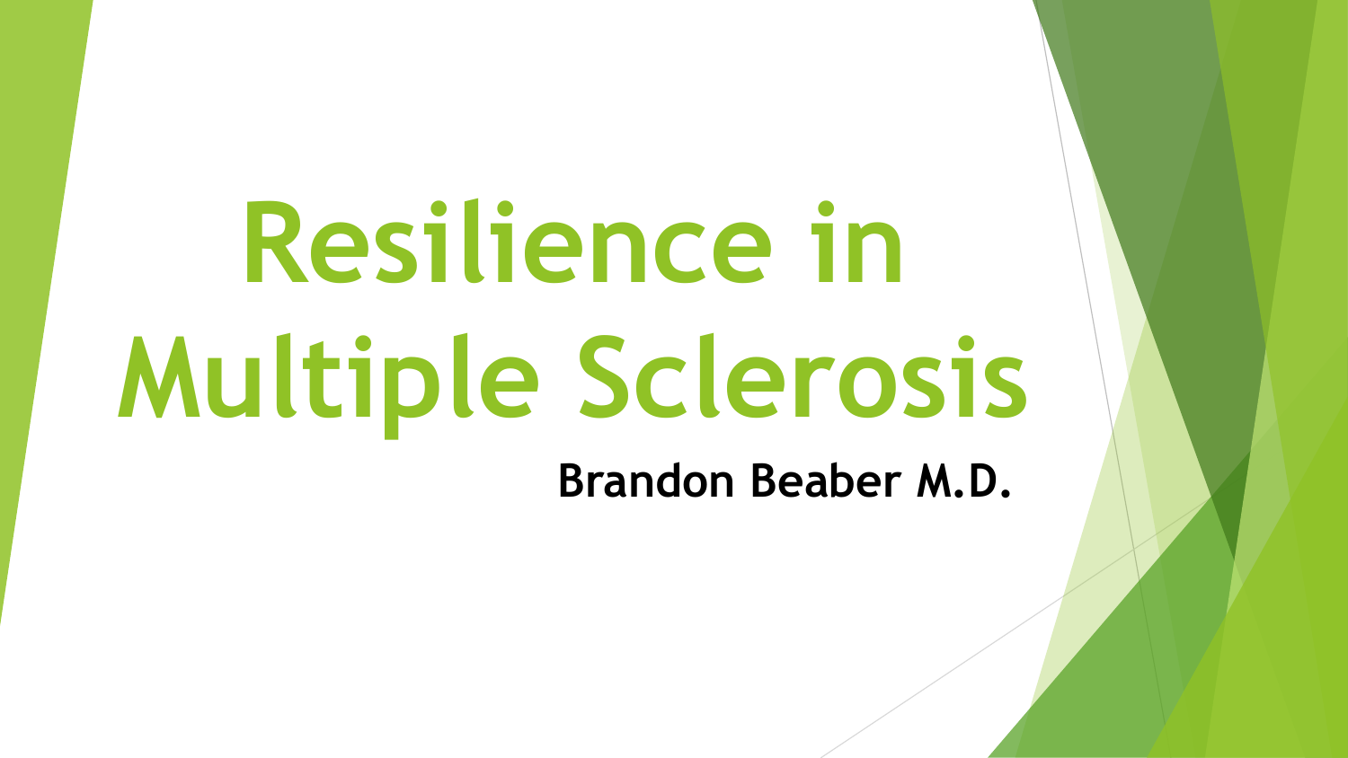# Resilience in Multiple Sclerosis

**Brandon Beaber M.D.**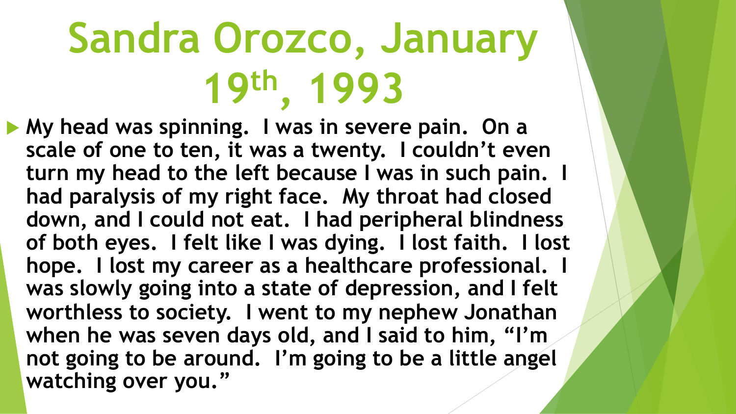# Sandra Orozco, January 19th, 1993

- **My head was spinning. I was in severe pain. On a scale of one to ten, it was a twenty. I couldn't even turn my head to the left because I was in such pain. I had paralysis of my right face. My throat had closed down, and I could not eat. I had peripheral blindness of both eyes. I felt like I was dying. I lost faith. I lost hope. I lost my career as a healthcare professional. I was slowly going into a state of depression, and I felt worthless to society. I went to my nephew Jonathan when he was seven days old, and I said to him, "I'm not going to be around. I'm going to be a little angel watching over you."**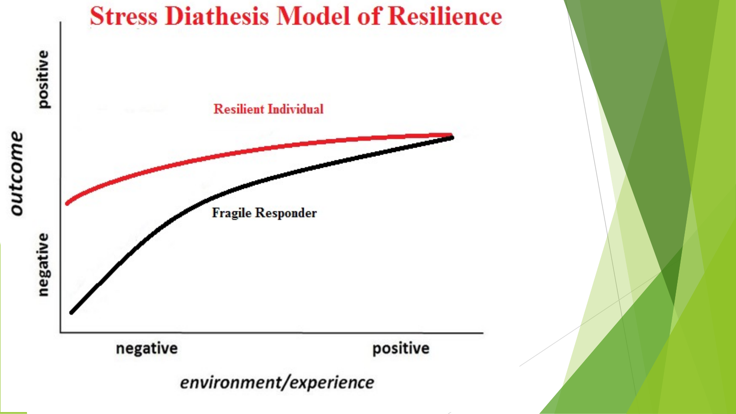# Stress Diathesis Model of Resilience

Resilient Individual

Fragile Responder

outcome: positive / negative

environment/experience: negative / positive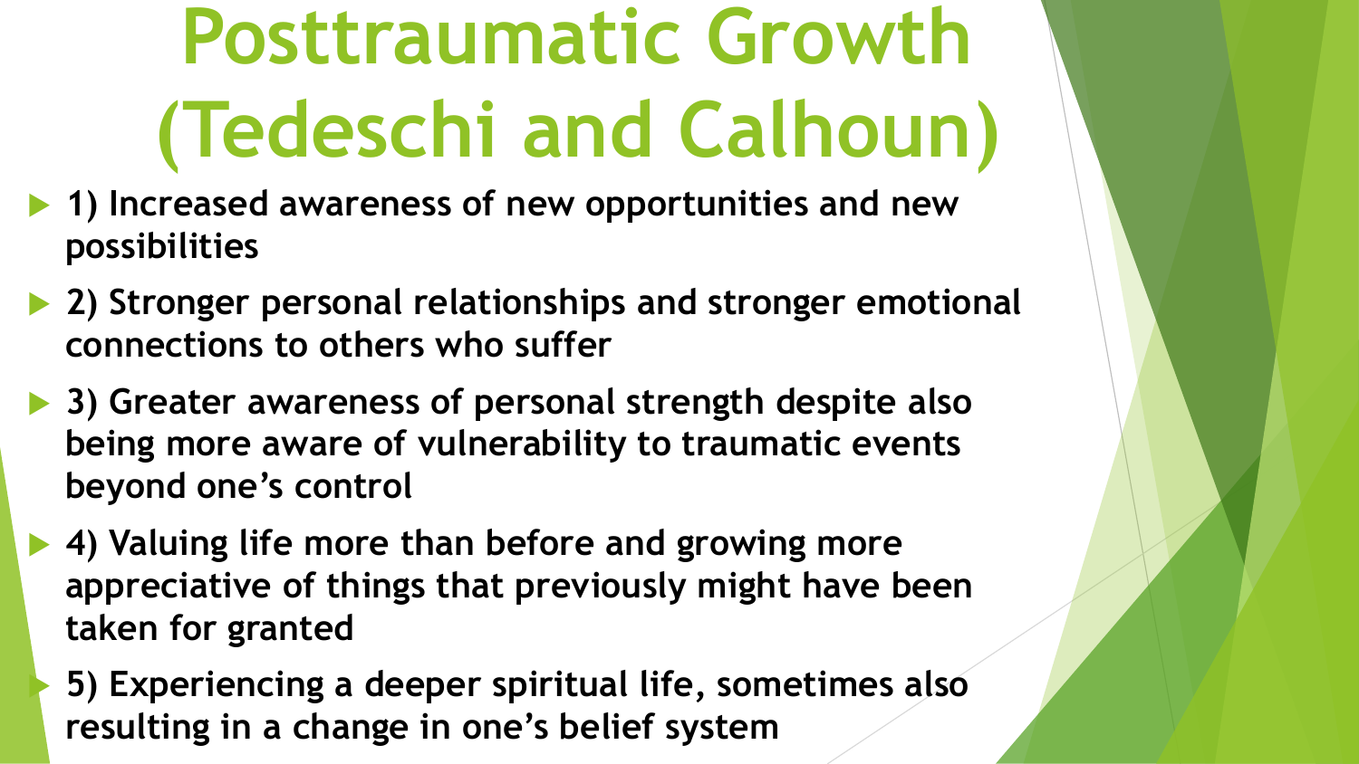# Posttraumatic Growth (Tedeschi and Calhoun)

- **1) Increased awareness of new opportunities and new possibilities**
- **2) Stronger personal relationships and stronger emotional connections to others who suffer**
- **3) Greater awareness of personal strength despite also being more aware of vulnerability to traumatic events beyond one's control**
- **4) Valuing life more than before and growing more appreciative of things that previously might have been taken for granted**
- **5) Experiencing a deeper spiritual life, sometimes also resulting in a change in one's belief system**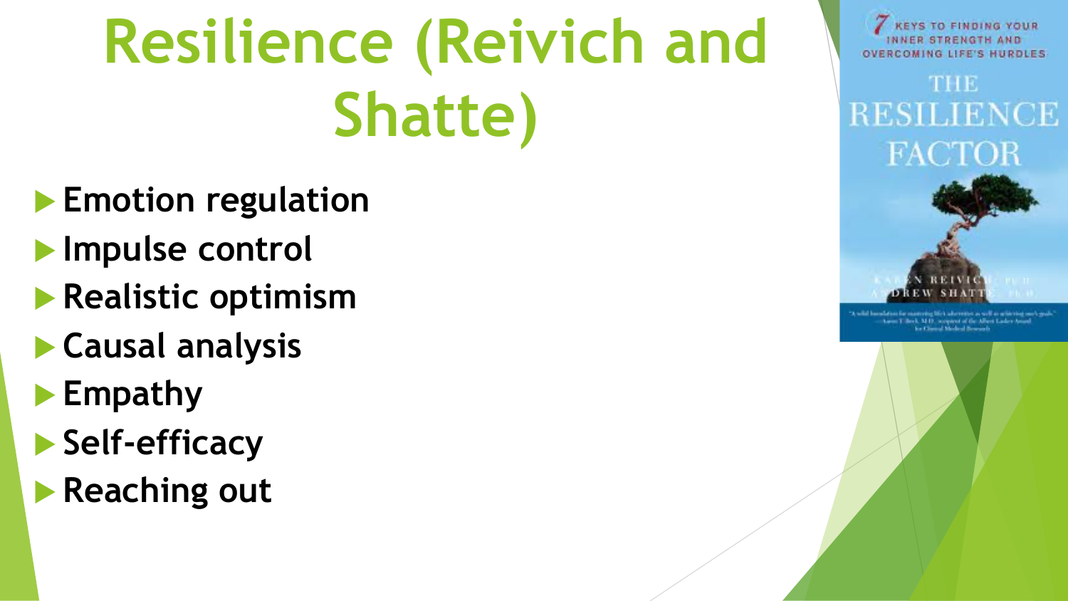# Resilience (Reivich and Shatte)

- **Emotion regulation**
- **Impulse control**
- **Realistic optimism**
- **Causal analysis**
- **Empathy**
- **Self-efficacy**
- **Reaching out**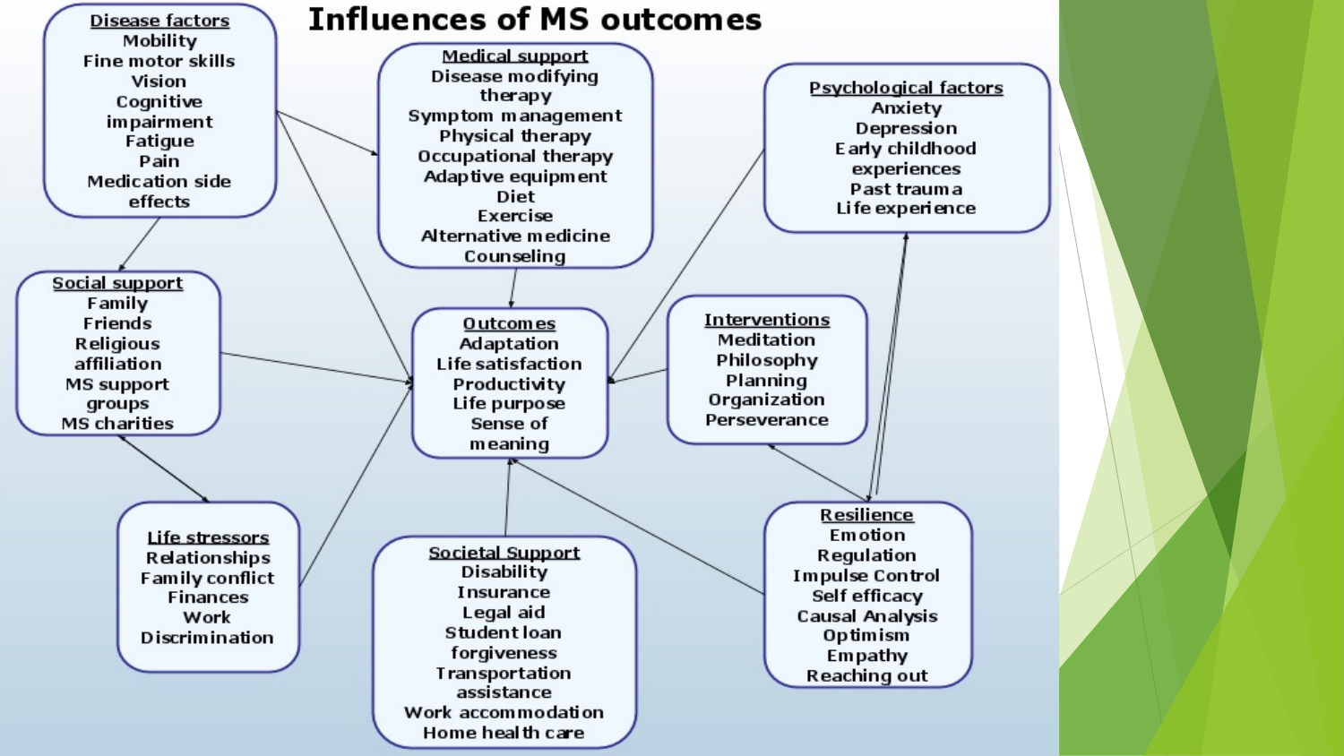# Influences of MS outcomes

**Disease factors**
- Mobility
- Fine motor skills
- Vision
- Cognitive impairment
- Fatigue
- Pain
- Medication side effects

**Medical support**
- Disease modifying therapy
- Symptom management
- Physical therapy
- Occupational therapy
- Adaptive equipment
- Diet
- Exercise
- Alternative medicine
- Counseling

**Psychological factors**
- Anxiety
- Depression
- Early childhood experiences
- Past trauma
- Life experience

**Social support**
- Family
- Friends
- Religious affiliation
- MS support groups
- MS charities

**Outcomes**
- Adaptation
- Life satisfaction
- Productivity
- Life purpose
- Sense of meaning

**Interventions**
- Meditation
- Philosophy
- Planning
- Organization
- Perseverance

**Life stressors**
- Relationships
- Family conflict
- Finances
- Work
- Discrimination

**Societal Support**
- Disability
- Insurance
- Legal aid
- Student loan forgiveness
- Transportation assistance
- Work accommodation
- Home health care

**Resilience**
- Emotion Regulation
- Impulse Control
- Self efficacy
- Causal Analysis
- Optimism
- Empathy
- Reaching out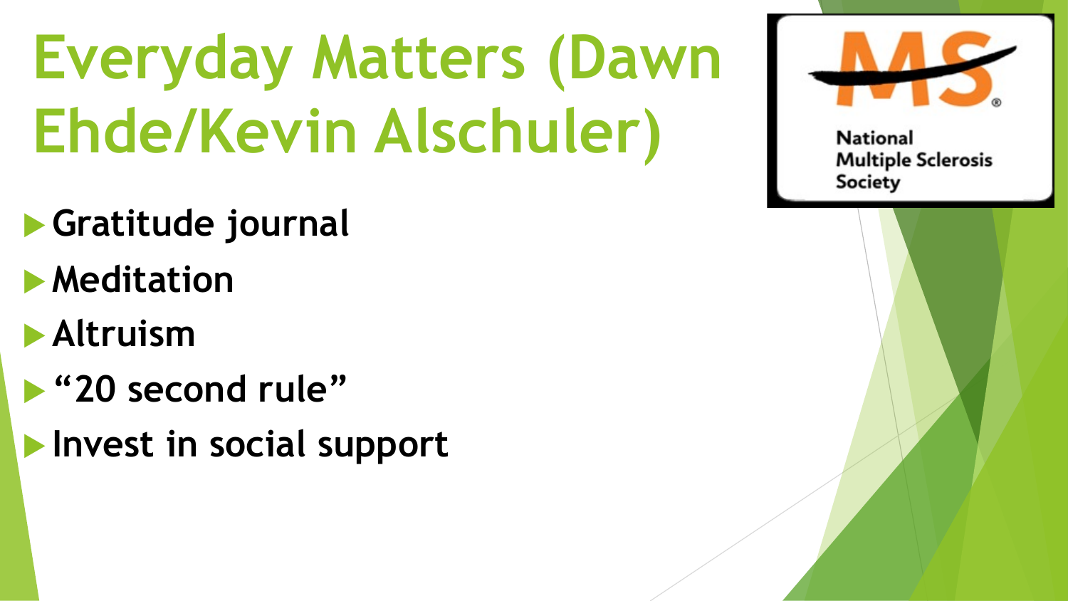# Everyday Matters (Dawn Ehde/Kevin Alschuler)

- **Gratitude journal**
- **Meditation**
- **Altruism**
- **"20 second rule"**
- **Invest in social support**

National Multiple Sclerosis Society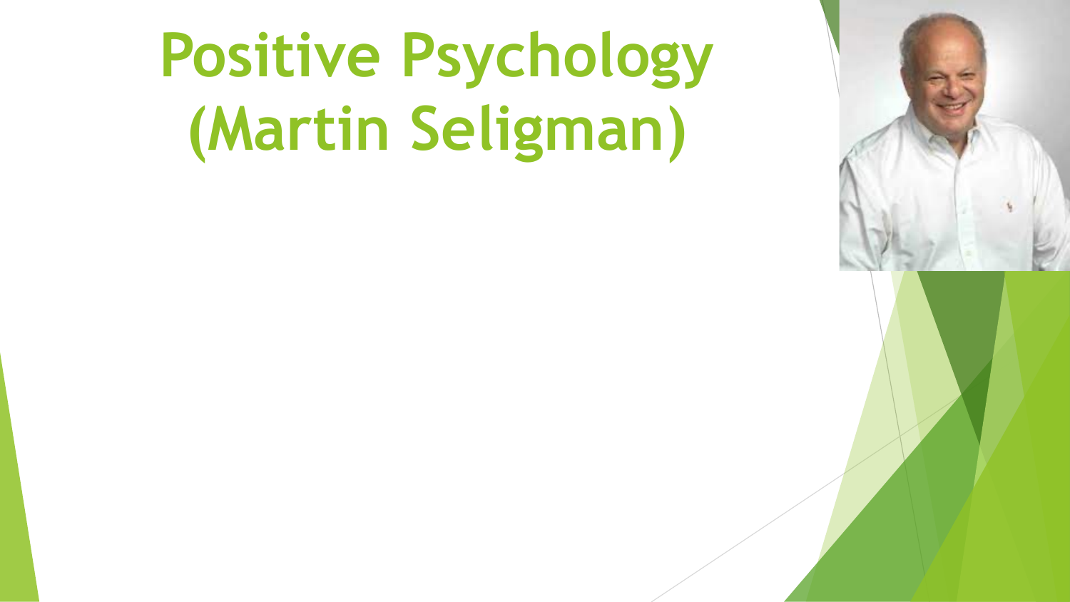# Positive Psychology (Martin Seligman)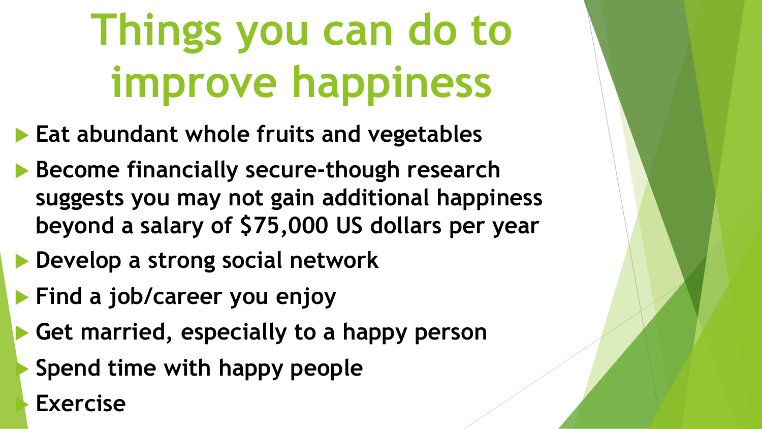# Things you can do to improve happiness

- **Eat abundant whole fruits and vegetables**
- **Become financially secure-though research suggests you may not gain additional happiness beyond a salary of $75,000 US dollars per year**
- **Develop a strong social network**
- **Find a job/career you enjoy**
- **Get married, especially to a happy person**
- **Spend time with happy people**
- **Exercise**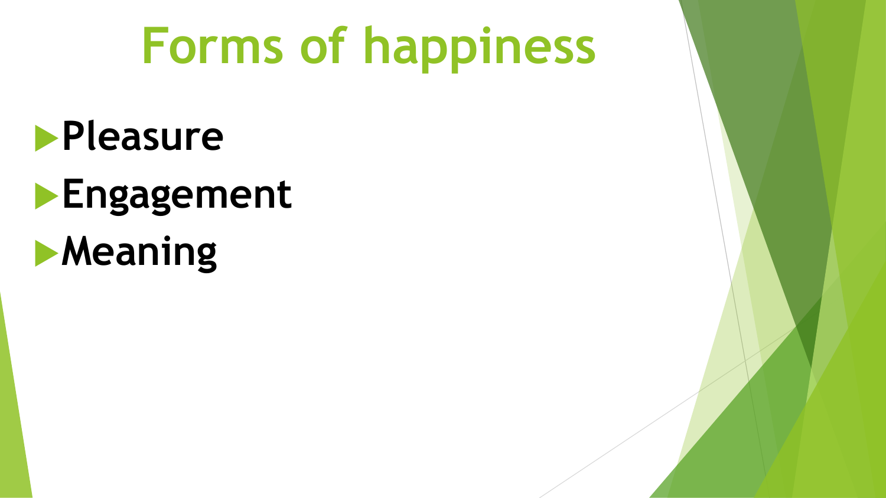# Forms of happiness

- **Pleasure**
- **Engagement**
- **Meaning**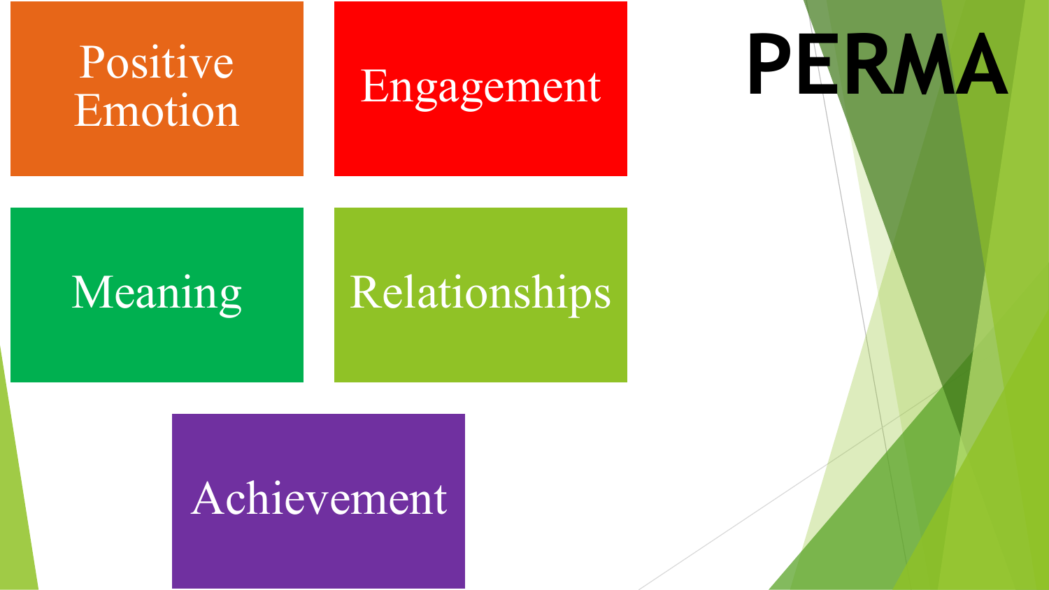# PERMA

- Positive Emotion
- Engagement
- Meaning
- Relationships
- Achievement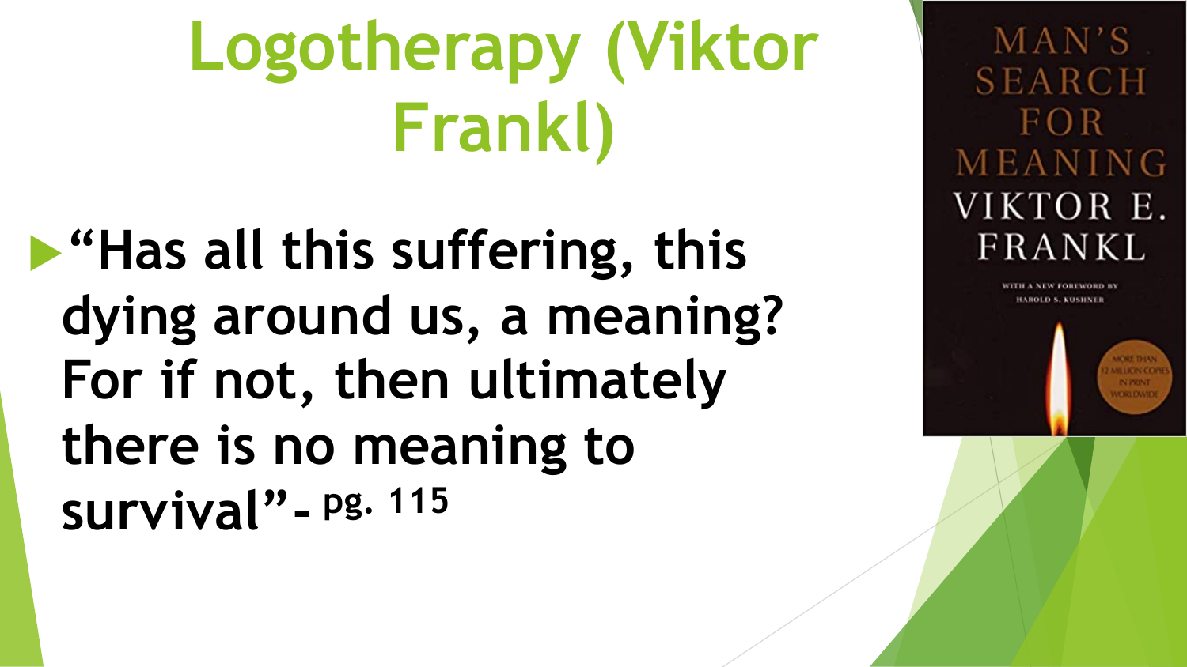# Logotherapy (Viktor Frankl)

- **"Has all this suffering, this dying around us, a meaning? For if not, then ultimately there is no meaning to survival"- pg. 115**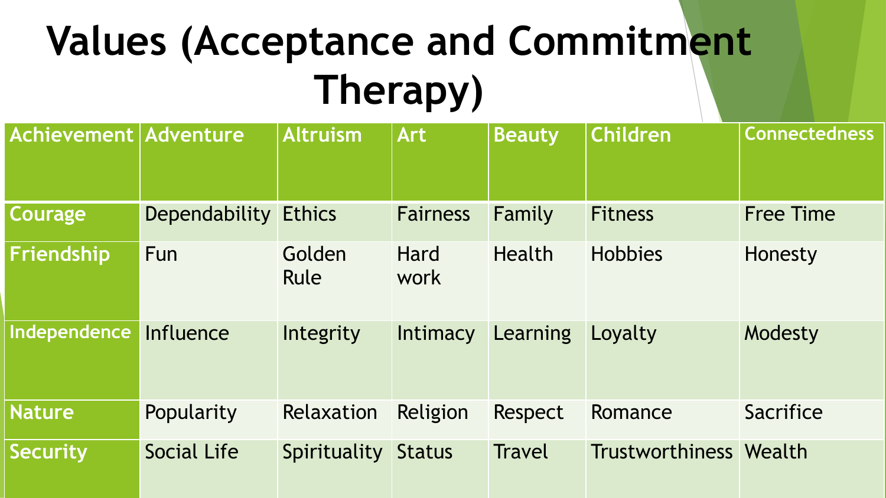# Values (Acceptance and Commitment Therapy)

| Achievement | Adventure | Altruism | Art | Beauty | Children | Connectedness |
|---|---|---|---|---|---|---|
| Courage | Dependability | Ethics | Fairness | Family | Fitness | Free Time |
| Friendship | Fun | Golden Rule | Hard work | Health | Hobbies | Honesty |
| Independence | Influence | Integrity | Intimacy | Learning | Loyalty | Modesty |
| Nature | Popularity | Relaxation | Religion | Respect | Romance | Sacrifice |
| Security | Social Life | Spirituality | Status | Travel | Trustworthiness | Wealth |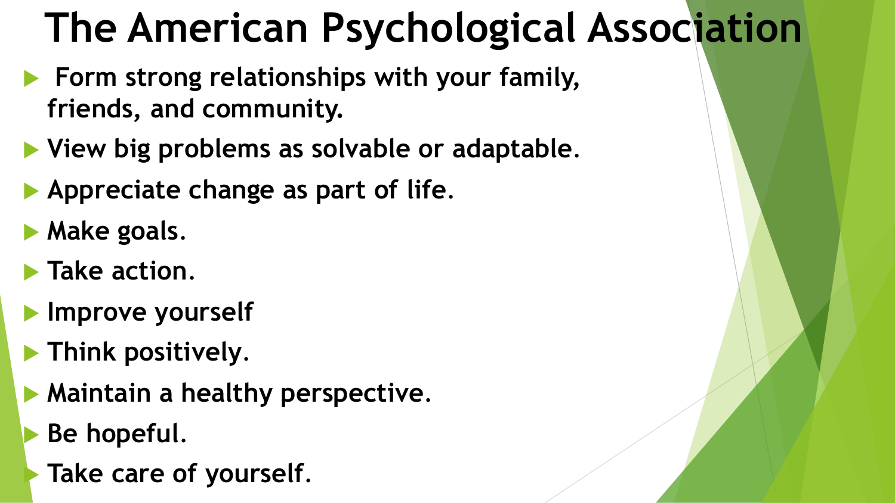# The American Psychological Association

- Form strong relationships with your family, friends, and community.
- View big problems as solvable or adaptable.
- Appreciate change as part of life.
- Make goals.
- Take action.
- Improve yourself
- Think positively.
- Maintain a healthy perspective.
- Be hopeful.
- Take care of yourself.